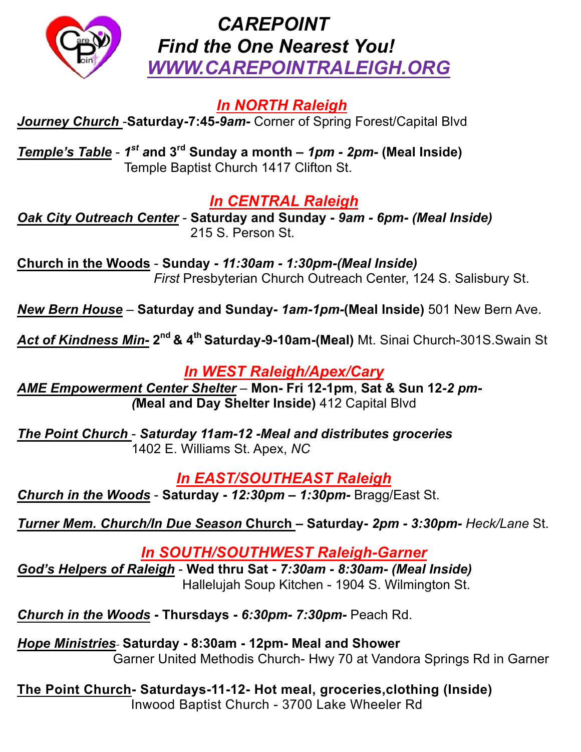# *CAREPOINT*

## *Find the One Nearest You!*

## *WWW.CAREPOINTRALEIGH.ORG*

### *In NORTH Raleigh*

***Journey Church*** -**Saturday-7:45-*9am-*** Corner of Spring Forest/Capital Blvd

***Temple's Table*** - ***1st and* 3rd Sunday a month – *1pm - 2pm-* (Meal Inside)**
Temple Baptist Church 1417 Clifton St.

### *In CENTRAL Raleigh*

***Oak City Outreach Center*** - **Saturday and Sunday - *9am - 6pm- (Meal Inside)***
215 S. Person St.

**Church in the Woods** - **Sunday - *11:30am - 1:30pm-(Meal Inside)***
*First* Presbyterian Church Outreach Center, 124 S. Salisbury St.

***New Bern House*** – **Saturday and Sunday- *1am-1pm*-(Meal Inside)** 501 New Bern Ave.

***Act of Kindness Min-*** **2nd & 4th Saturday-9-10am-(Meal)** Mt. Sinai Church-301S.Swain St

### *In WEST Raleigh/Apex/Cary*

***AME Empowerment Center Shelter*** – **Mon- Fri 12-1pm**, **Sat & Sun 12-*2 pm-* *(*Meal and Day Shelter Inside)** 412 Capital Blvd

***The Point Church*** - ***Saturday 11am-12 -Meal and distributes groceries***
1402 E. Williams St. Apex, *NC*

### *In EAST/SOUTHEAST Raleigh*

***Church in the Woods*** - **Saturday - *12:30pm – 1:30pm-*** Bragg/East St.

***Turner Mem. Church/In Due Season* Church** – **Saturday- *2pm - 3:30pm-*** *Heck/Lane* St.

### *In SOUTH/SOUTHWEST Raleigh-Garner*

***God's Helpers of Raleigh*** - **Wed thru Sat - *7:30am - 8:30am- (Meal Inside)***
Hallelujah Soup Kitchen - 1904 S. Wilmington St.

***Church in the Woods*** **- Thursdays - *6:30pm- 7:30pm-*** Peach Rd.

***Hope Ministries*-** **Saturday - 8:30am - 12pm- Meal and Shower**
Garner United Methodis Church- Hwy 70 at Vandora Springs Rd in Garner

**The Point Church- Saturdays-11-12- Hot meal, groceries,clothing (Inside)**
Inwood Baptist Church - 3700 Lake Wheeler Rd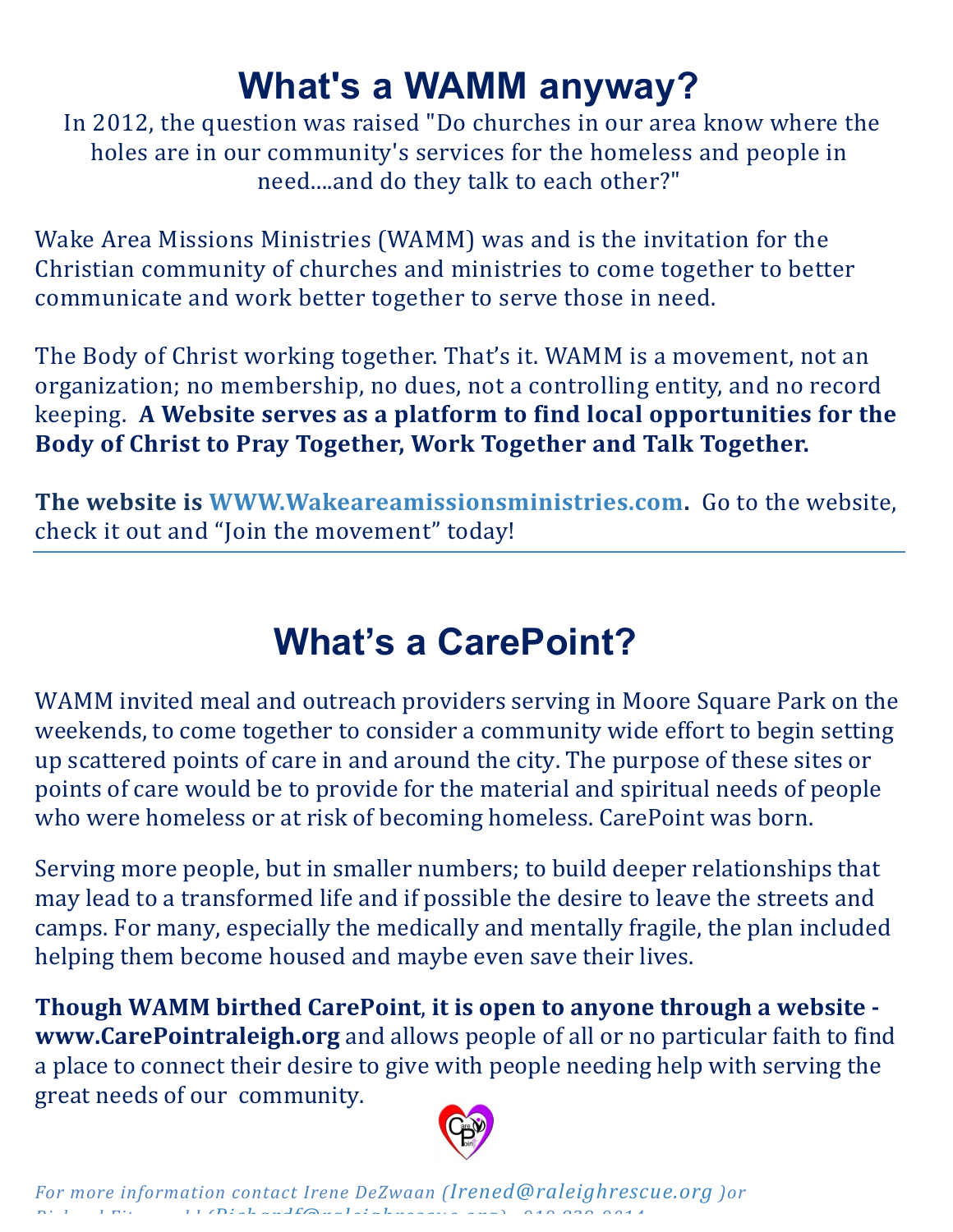# What's a WAMM anyway?

In 2012, the question was raised "Do churches in our area know where the holes are in our community's services for the homeless and people in need....and do they talk to each other?"

Wake Area Missions Ministries (WAMM) was and is the invitation for the Christian community of churches and ministries to come together to better communicate and work better together to serve those in need.

The Body of Christ working together. That's it. WAMM is a movement, not an organization; no membership, no dues, not a controlling entity, and no record keeping. **A Website serves as a platform to find local opportunities for the Body of Christ to Pray Together, Work Together and Talk Together.**

**The website is WWW.Wakeareamissionsministries.com.** Go to the website, check it out and "Join the movement" today!

---

# What's a CarePoint?

WAMM invited meal and outreach providers serving in Moore Square Park on the weekends, to come together to consider a community wide effort to begin setting up scattered points of care in and around the city. The purpose of these sites or points of care would be to provide for the material and spiritual needs of people who were homeless or at risk of becoming homeless. CarePoint was born.

Serving more people, but in smaller numbers; to build deeper relationships that may lead to a transformed life and if possible the desire to leave the streets and camps. For many, especially the medically and mentally fragile, the plan included helping them become housed and maybe even save their lives.

**Though WAMM birthed CarePoint, it is open to anyone through a website - www.CarePointraleigh.org** and allows people of all or no particular faith to find a place to connect their desire to give with people needing help with serving the great needs of our community.

*For more information contact Irene DeZwaan (Irened@raleighrescue.org )or Richard Fitzgerald (Richardf@raleighrescue.org) 919 828 9014*